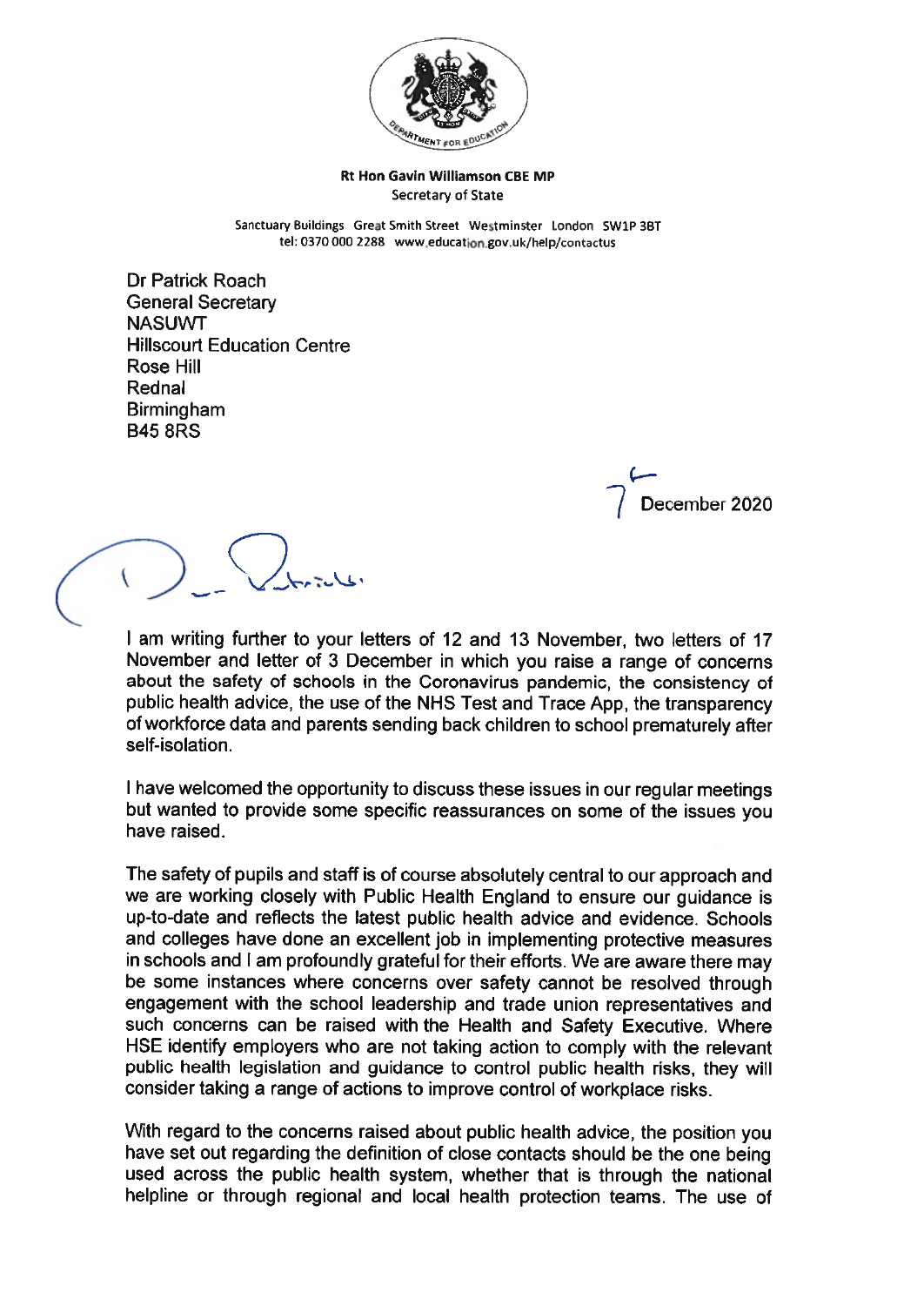**Rt Hon Gavin Williamson CBE MP**
Secretary of State

Sanctuary Buildings Great Smith Street Westminster London SW1P 3BT
tel: 0370 000 2288 www.education.gov.uk/help/contactus

Dr Patrick Roach
General Secretary
NASUWT
Hillscourt Education Centre
Rose Hill
Rednal
Birmingham
B45 8RS

7 December 2020

Dear Patrick,

I am writing further to your letters of 12 and 13 November, two letters of 17 November and letter of 3 December in which you raise a range of concerns about the safety of schools in the Coronavirus pandemic, the consistency of public health advice, the use of the NHS Test and Trace App, the transparency of workforce data and parents sending back children to school prematurely after self-isolation.

I have welcomed the opportunity to discuss these issues in our regular meetings but wanted to provide some specific reassurances on some of the issues you have raised.

The safety of pupils and staff is of course absolutely central to our approach and we are working closely with Public Health England to ensure our guidance is up-to-date and reflects the latest public health advice and evidence. Schools and colleges have done an excellent job in implementing protective measures in schools and I am profoundly grateful for their efforts. We are aware there may be some instances where concerns over safety cannot be resolved through engagement with the school leadership and trade union representatives and such concerns can be raised with the Health and Safety Executive. Where HSE identify employers who are not taking action to comply with the relevant public health legislation and guidance to control public health risks, they will consider taking a range of actions to improve control of workplace risks.

With regard to the concerns raised about public health advice, the position you have set out regarding the definition of close contacts should be the one being used across the public health system, whether that is through the national helpline or through regional and local health protection teams. The use of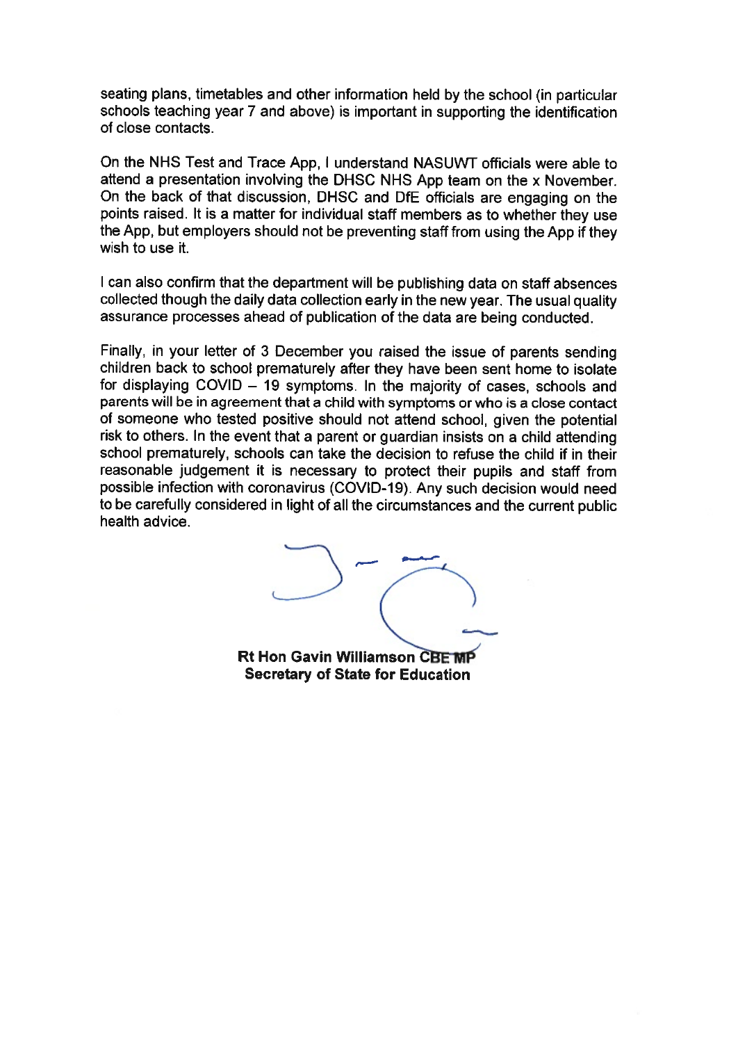seating plans, timetables and other information held by the school (in particular schools teaching year 7 and above) is important in supporting the identification of close contacts.

On the NHS Test and Trace App, I understand NASUWT officials were able to attend a presentation involving the DHSC NHS App team on the x November. On the back of that discussion, DHSC and DfE officials are engaging on the points raised. It is a matter for individual staff members as to whether they use the App, but employers should not be preventing staff from using the App if they wish to use it.

I can also confirm that the department will be publishing data on staff absences collected though the daily data collection early in the new year. The usual quality assurance processes ahead of publication of the data are being conducted.

Finally, in your letter of 3 December you raised the issue of parents sending children back to school prematurely after they have been sent home to isolate for displaying COVID – 19 symptoms. In the majority of cases, schools and parents will be in agreement that a child with symptoms or who is a close contact of someone who tested positive should not attend school, given the potential risk to others. In the event that a parent or guardian insists on a child attending school prematurely, schools can take the decision to refuse the child if in their reasonable judgement it is necessary to protect their pupils and staff from possible infection with coronavirus (COVID-19). Any such decision would need to be carefully considered in light of all the circumstances and the current public health advice.

**Rt Hon Gavin Williamson CBE MP**
**Secretary of State for Education**